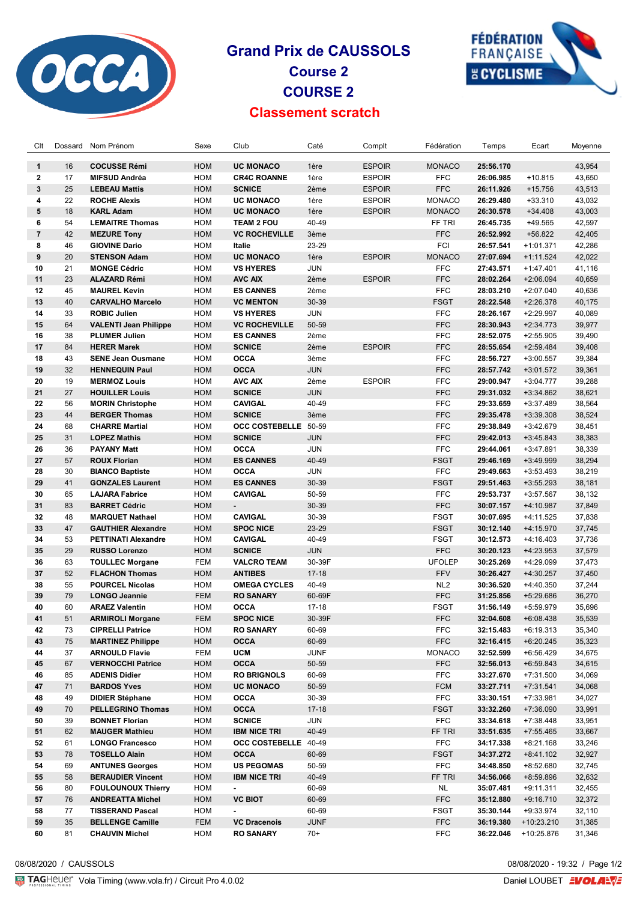# Grand Prix de CAUSSOLS

## Course 2

## COURSE 2

## Classement scratch

| Clt | Dossard | Nom Prénom | Sexe | Club | Caté | Complt | Fédération | Temps | Ecart | Moyenne |
|---|---|---|---|---|---|---|---|---|---|---|
| 1 | 16 | **COCUSSE Rémi** | HOM | **UC MONACO** | 1ère | ESPOIR | MONACO | **25:56.170** | | 43,954 |
| 2 | 17 | **MIFSUD Andréa** | HOM | **CR4C ROANNE** | 1ère | ESPOIR | FFC | **26:06.985** | +10.815 | 43,650 |
| 3 | 25 | **LEBEAU Mattis** | HOM | **SCNICE** | 2ème | ESPOIR | FFC | **26:11.926** | +15.756 | 43,513 |
| 4 | 22 | **ROCHE Alexis** | HOM | **UC MONACO** | 1ère | ESPOIR | MONACO | **26:29.480** | +33.310 | 43,032 |
| 5 | 18 | **KARL Adam** | HOM | **UC MONACO** | 1ère | ESPOIR | MONACO | **26:30.578** | +34.408 | 43,003 |
| 6 | 54 | **LEMAITRE Thomas** | HOM | **TEAM 2 FOU** | 40-49 | | FF TRI | **26:45.735** | +49.565 | 42,597 |
| 7 | 42 | **MEZURE Tony** | HOM | **VC ROCHEVILLE** | 3ème | | FFC | **26:52.992** | +56.822 | 42,405 |
| 8 | 46 | **GIOVINE Dario** | HOM | **Italie** | 23-29 | | FCI | **26:57.541** | +1:01.371 | 42,286 |
| 9 | 20 | **STENSON Adam** | HOM | **UC MONACO** | 1ère | ESPOIR | MONACO | **27:07.694** | +1:11.524 | 42,022 |
| 10 | 21 | **MONGE Cédric** | HOM | **VS HYERES** | JUN | | FFC | **27:43.571** | +1:47.401 | 41,116 |
| 11 | 23 | **ALAZARD Rémi** | HOM | **AVC AIX** | 2ème | ESPOIR | FFC | **28:02.264** | +2:06.094 | 40,659 |
| 12 | 45 | **MAUREL Kevin** | HOM | **ES CANNES** | 2ème | | FFC | **28:03.210** | +2:07.040 | 40,636 |
| 13 | 40 | **CARVALHO Marcelo** | HOM | **VC MENTON** | 30-39 | | FSGT | **28:22.548** | +2:26.378 | 40,175 |
| 14 | 33 | **ROBIC Julien** | HOM | **VS HYERES** | JUN | | FFC | **28:26.167** | +2:29.997 | 40,089 |
| 15 | 64 | **VALENTI Jean Philippe** | HOM | **VC ROCHEVILLE** | 50-59 | | FFC | **28:30.943** | +2:34.773 | 39,977 |
| 16 | 38 | **PLUMER Julien** | HOM | **ES CANNES** | 2ème | | FFC | **28:52.075** | +2:55.905 | 39,490 |
| 17 | 84 | **HERER Marek** | HOM | **SCNICE** | 2ème | ESPOIR | FFC | **28:55.654** | +2:59.484 | 39,408 |
| 18 | 43 | **SENE Jean Ousmane** | HOM | **OCCA** | 3ème | | FFC | **28:56.727** | +3:00.557 | 39,384 |
| 19 | 32 | **HENNEQUIN Paul** | HOM | **OCCA** | JUN | | FFC | **28:57.742** | +3:01.572 | 39,361 |
| 20 | 19 | **MERMOZ Louis** | HOM | **AVC AIX** | 2ème | ESPOIR | FFC | **29:00.947** | +3:04.777 | 39,288 |
| 21 | 27 | **HOUILLER Louis** | HOM | **SCNICE** | JUN | | FFC | **29:31.032** | +3:34.862 | 38,621 |
| 22 | 56 | **MORIN Christophe** | HOM | **CAVIGAL** | 40-49 | | FFC | **29:33.659** | +3:37.489 | 38,564 |
| 23 | 44 | **BERGER Thomas** | HOM | **SCNICE** | 3ème | | FFC | **29:35.478** | +3:39.308 | 38,524 |
| 24 | 68 | **CHARRE Martial** | HOM | **OCC COSTEBELLE** | 50-59 | | FFC | **29:38.849** | +3:42.679 | 38,451 |
| 25 | 31 | **LOPEZ Mathis** | HOM | **SCNICE** | JUN | | FFC | **29:42.013** | +3:45.843 | 38,383 |
| 26 | 36 | **PAYANY Matt** | HOM | **OCCA** | JUN | | FFC | **29:44.061** | +3:47.891 | 38,339 |
| 27 | 57 | **ROUX Florian** | HOM | **ES CANNES** | 40-49 | | FSGT | **29:46.169** | +3:49.999 | 38,294 |
| 28 | 30 | **BIANCO Baptiste** | HOM | **OCCA** | JUN | | FFC | **29:49.663** | +3:53.493 | 38,219 |
| 29 | 41 | **GONZALES Laurent** | HOM | **ES CANNES** | 30-39 | | FSGT | **29:51.463** | +3:55.293 | 38,181 |
| 30 | 65 | **LAJARA Fabrice** | HOM | **CAVIGAL** | 50-59 | | FFC | **29:53.737** | +3:57.567 | 38,132 |
| 31 | 83 | **BARRET Cédric** | HOM | **-** | 30-39 | | FFC | **30:07.157** | +4:10.987 | 37,849 |
| 32 | 48 | **MARQUET Nathael** | HOM | **CAVIGAL** | 30-39 | | FSGT | **30:07.695** | +4:11.525 | 37,838 |
| 33 | 47 | **GAUTHIER Alexandre** | HOM | **SPOC NICE** | 23-29 | | FSGT | **30:12.140** | +4:15.970 | 37,745 |
| 34 | 53 | **PETTINATI Alexandre** | HOM | **CAVIGAL** | 40-49 | | FSGT | **30:12.573** | +4:16.403 | 37,736 |
| 35 | 29 | **RUSSO Lorenzo** | HOM | **SCNICE** | JUN | | FFC | **30:20.123** | +4:23.953 | 37,579 |
| 36 | 63 | **TOULLEC Morgane** | FEM | **VALCRO TEAM** | 30-39F | | UFOLEP | **30:25.269** | +4:29.099 | 37,473 |
| 37 | 52 | **FLACHON Thomas** | HOM | **ANTIBES** | 17-18 | | FFV | **30:26.427** | +4:30.257 | 37,450 |
| 38 | 55 | **POURCEL Nicolas** | HOM | **OMEGA CYCLES** | 40-49 | | NL2 | **30:36.520** | +4:40.350 | 37,244 |
| 39 | 79 | **LONGO Jeannie** | FEM | **RO SANARY** | 60-69F | | FFC | **31:25.856** | +5:29.686 | 36,270 |
| 40 | 60 | **ARAEZ Valentin** | HOM | **OCCA** | 17-18 | | FSGT | **31:56.149** | +5:59.979 | 35,696 |
| 41 | 51 | **ARMIROLI Morgane** | FEM | **SPOC NICE** | 30-39F | | FFC | **32:04.608** | +6:08.438 | 35,539 |
| 42 | 73 | **CIPRELLI Patrice** | HOM | **RO SANARY** | 60-69 | | FFC | **32:15.483** | +6:19.313 | 35,340 |
| 43 | 75 | **MARTINEZ Philippe** | HOM | **OCCA** | 60-69 | | FFC | **32:16.415** | +6:20.245 | 35,323 |
| 44 | 37 | **ARNOULD Flavie** | FEM | **UCM** | JUNF | | MONACO | **32:52.599** | +6:56.429 | 34,675 |
| 45 | 67 | **VERNOCCHI Patrice** | HOM | **OCCA** | 50-59 | | FFC | **32:56.013** | +6:59.843 | 34,615 |
| 46 | 85 | **ADENIS Didier** | HOM | **RO BRIGNOLS** | 60-69 | | FFC | **33:27.670** | +7:31.500 | 34,069 |
| 47 | 71 | **BARDOS Yves** | HOM | **UC MONACO** | 50-59 | | FCM | **33:27.711** | +7:31.541 | 34,068 |
| 48 | 49 | **DIDIER Stéphane** | HOM | **OCCA** | 30-39 | | FFC | **33:30.151** | +7:33.981 | 34,027 |
| 49 | 70 | **PELLEGRINO Thomas** | HOM | **OCCA** | 17-18 | | FSGT | **33:32.260** | +7:36.090 | 33,991 |
| 50 | 39 | **BONNET Florian** | HOM | **SCNICE** | JUN | | FFC | **33:34.618** | +7:38.448 | 33,951 |
| 51 | 62 | **MAUGER Mathieu** | HOM | **IBM NICE TRI** | 40-49 | | FF TRI | **33:51.635** | +7:55.465 | 33,667 |
| 52 | 61 | **LONGO Francesco** | HOM | **OCC COSTEBELLE** | 40-49 | | FFC | **34:17.338** | +8:21.168 | 33,246 |
| 53 | 78 | **TOSELLO Alain** | HOM | **OCCA** | 60-69 | | FSGT | **34:37.272** | +8:41.102 | 32,927 |
| 54 | 69 | **ANTUNES Georges** | HOM | **US PEGOMAS** | 50-59 | | FFC | **34:48.850** | +8:52.680 | 32,745 |
| 55 | 58 | **BERAUDIER Vincent** | HOM | **IBM NICE TRI** | 40-49 | | FF TRI | **34:56.066** | +8:59.896 | 32,632 |
| 56 | 80 | **FOULOUNOUX Thierry** | HOM | **-** | 60-69 | | NL | **35:07.481** | +9:11.311 | 32,455 |
| 57 | 76 | **ANDREATTA Michel** | HOM | **VC BIOT** | 60-69 | | FFC | **35:12.880** | +9:16.710 | 32,372 |
| 58 | 77 | **TISSERAND Pascal** | HOM | **-** | 60-69 | | FSGT | **35:30.144** | +9:33.974 | 32,110 |
| 59 | 35 | **BELLENGE Camille** | FEM | **VC Dracenois** | JUNF | | FFC | **36:19.380** | +10:23.210 | 31,385 |
| 60 | 81 | **CHAUVIN Michel** | HOM | **RO SANARY** | 70+ | | FFC | **36:22.046** | +10:25.876 | 31,346 |

08/08/2020 / CAUSSOLS — 08/08/2020 - 19:32

TAG Heuer Vola Timing (www.vola.fr) / Circuit Pro 4.0.02 — Daniel LOUBET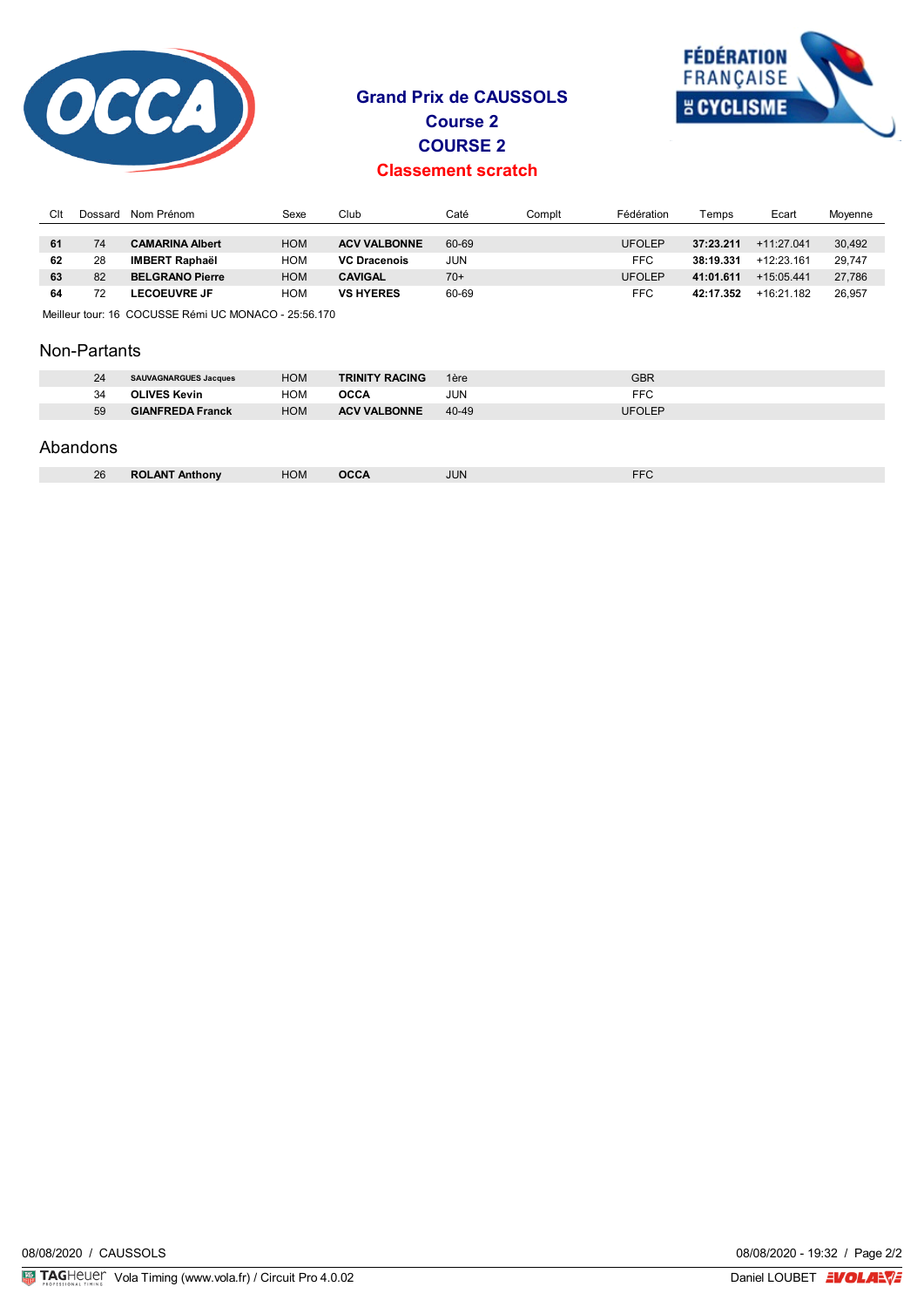# Grand Prix de CAUSSOLS

## Course 2

## COURSE 2

## Classement scratch

| Clt | Dossard | Nom Prénom | Sexe | Club | Caté | Complt | Fédération | Temps | Ecart | Moyenne |
|---|---|---|---|---|---|---|---|---|---|---|
| **61** | 74 | **CAMARINA Albert** | HOM | **ACV VALBONNE** | 60-69 | | UFOLEP | **37:23.211** | +11:27.041 | 30,492 |
| **62** | 28 | **IMBERT Raphaël** | HOM | **VC Dracenois** | JUN | | FFC | **38:19.331** | +12:23.161 | 29,747 |
| **63** | 82 | **BELGRANO Pierre** | HOM | **CAVIGAL** | 70+ | | UFOLEP | **41:01.611** | +15:05.441 | 27,786 |
| **64** | 72 | **LECOEUVRE JF** | HOM | **VS HYERES** | 60-69 | | FFC | **42:17.352** | +16:21.182 | 26,957 |

Meilleur tour: 16 COCUSSE Rémi UC MONACO - 25:56.170

## Non-Partants

| | Dossard | Nom Prénom | Sexe | Club | Caté | Complt | Fédération |
|---|---|---|---|---|---|---|---|
| | 24 | **SAUVAGNARGUES Jacques** | HOM | **TRINITY RACING** | 1ère | | GBR |
| | 34 | **OLIVES Kevin** | HOM | **OCCA** | JUN | | FFC |
| | 59 | **GIANFREDA Franck** | HOM | **ACV VALBONNE** | 40-49 | | UFOLEP |

## Abandons

| | Dossard | Nom Prénom | Sexe | Club | Caté | Complt | Fédération |
|---|---|---|---|---|---|---|---|
| | 26 | **ROLANT Anthony** | HOM | **OCCA** | JUN | | FFC |

08/08/2020 / CAUSSOLS

08/08/2020 - 19:32

Vola Timing (www.vola.fr) / Circuit Pro 4.0.02

Daniel LOUBET